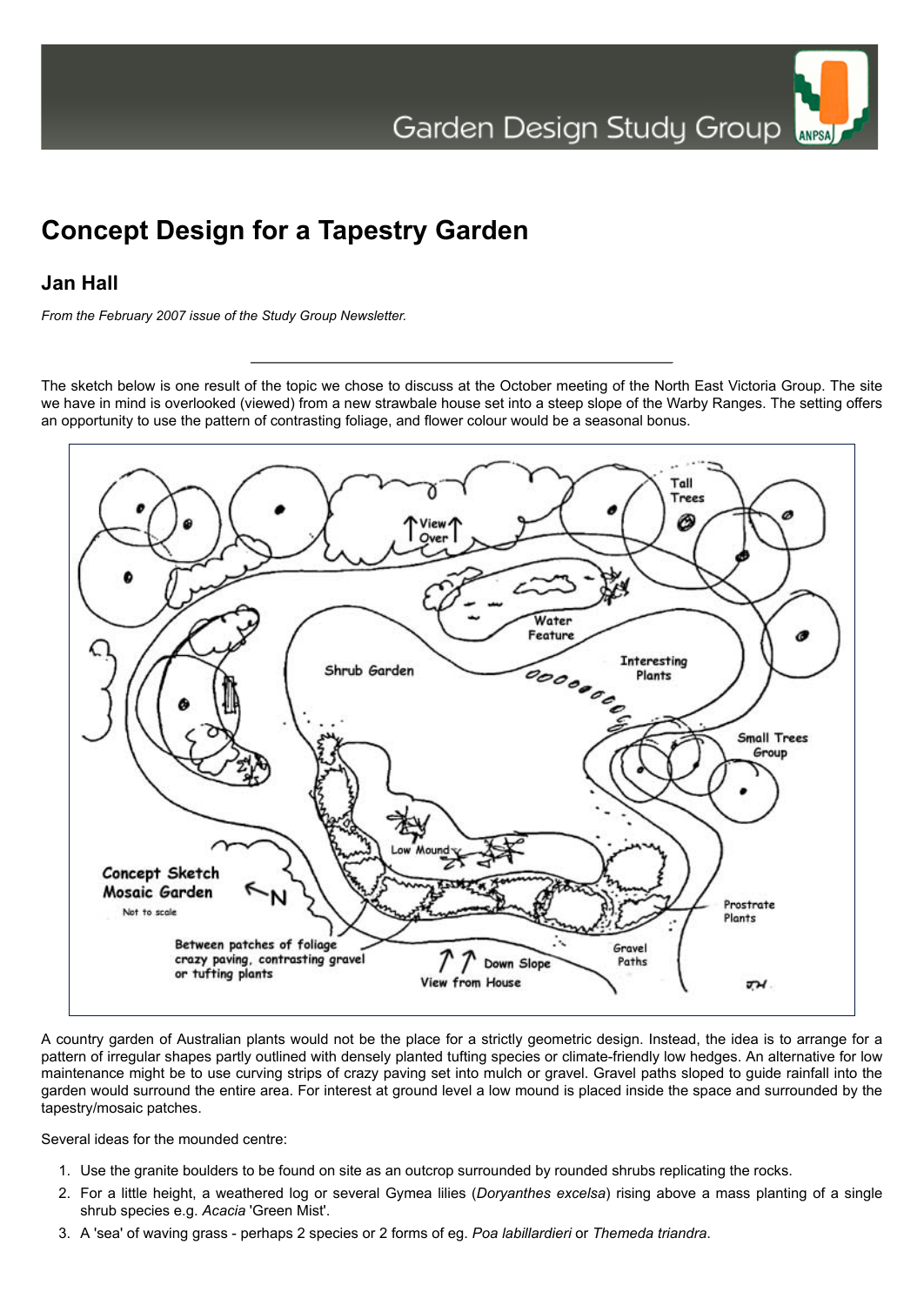# Concept Design for a Tapestry Garden

## Jan Hall

*From the February 2007 issue of the Study Group Newsletter.*

---

The sketch below is one result of the topic we chose to discuss at the October meeting of the North East Victoria Group. The site we have in mind is overlooked (viewed) from a new strawbale house set into a steep slope of the Warby Ranges. The setting offers an opportunity to use the pattern of contrasting foliage, and flower colour would be a seasonal bonus.

A country garden of Australian plants would not be the place for a strictly geometric design. Instead, the idea is to arrange for a pattern of irregular shapes partly outlined with densely planted tufting species or climate-friendly low hedges. An alternative for low maintenance might be to use curving strips of crazy paving set into mulch or gravel. Gravel paths sloped to guide rainfall into the garden would surround the entire area. For interest at ground level a low mound is placed inside the space and surrounded by the tapestry/mosaic patches.

Several ideas for the mounded centre:

1. Use the granite boulders to be found on site as an outcrop surrounded by rounded shrubs replicating the rocks.
2. For a little height, a weathered log or several Gymea lilies (*Doryanthes excelsa*) rising above a mass planting of a single shrub species e.g. *Acacia* 'Green Mist'.
3. A 'sea' of waving grass - perhaps 2 species or 2 forms of eg. *Poa labillardieri* or *Themeda triandra*.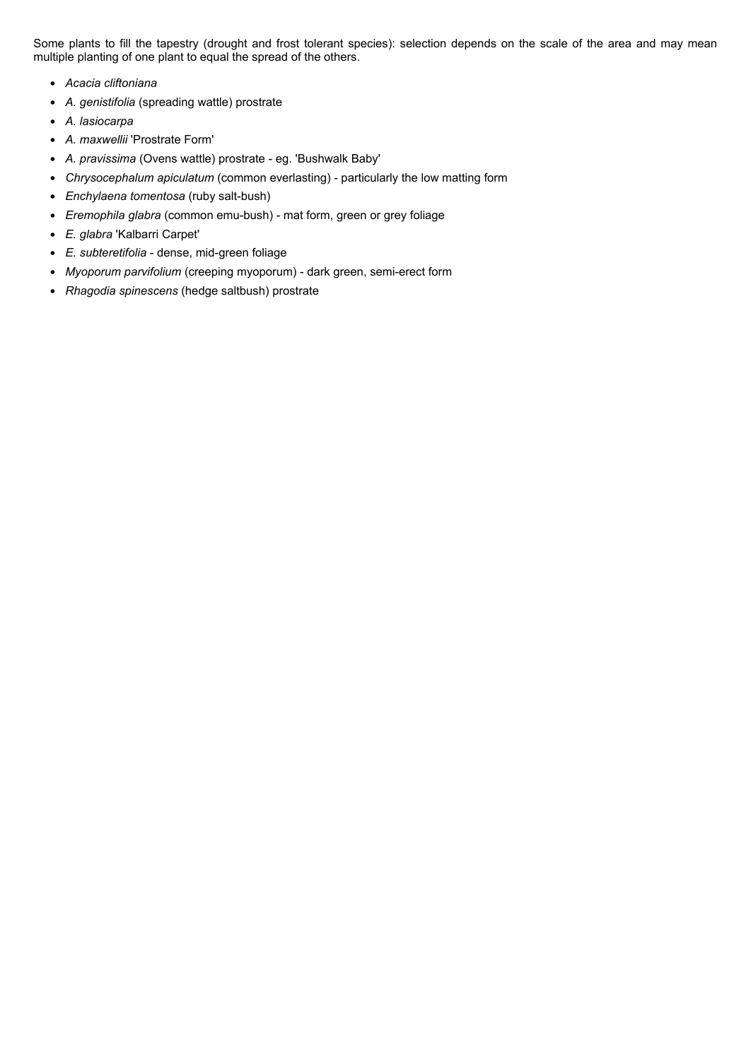Some plants to fill the tapestry (drought and frost tolerant species): selection depends on the scale of the area and may mean multiple planting of one plant to equal the spread of the others.

- *Acacia cliftoniana*
- *A. genistifolia* (spreading wattle) prostrate
- *A. lasiocarpa*
- *A. maxwellii* 'Prostrate Form'
- *A. pravissima* (Ovens wattle) prostrate - eg. 'Bushwalk Baby'
- *Chrysocephalum apiculatum* (common everlasting) - particularly the low matting form
- *Enchylaena tomentosa* (ruby salt-bush)
- *Eremophila glabra* (common emu-bush) - mat form, green or grey foliage
- *E. glabra* 'Kalbarri Carpet'
- *E. subteretifolia* - dense, mid-green foliage
- *Myoporum parvifolium* (creeping myoporum) - dark green, semi-erect form
- *Rhagodia spinescens* (hedge saltbush) prostrate